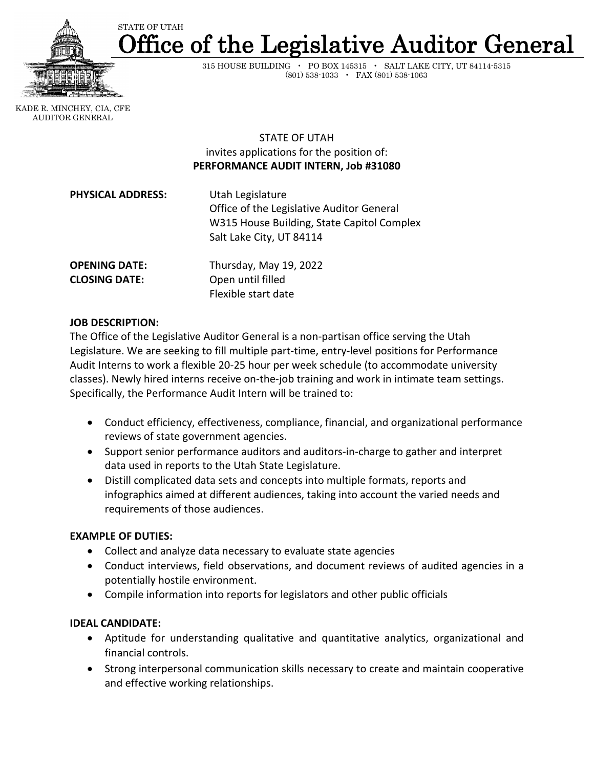STATE OF UTAH

# Office of the Legislative Auditor General

315 HOUSE BUILDING • PO BOX 145315 • SALT LAKE CITY, UT 84114-5315
(801) 538-1033 • FAX (801) 538-1063

KADE R. MINCHEY, CIA, CFE
AUDITOR GENERAL

STATE OF UTAH
invites applications for the position of:
**PERFORMANCE AUDIT INTERN, Job #31080**

**PHYSICAL ADDRESS:** Utah Legislature
Office of the Legislative Auditor General
W315 House Building, State Capitol Complex
Salt Lake City, UT 84114

**OPENING DATE:** Thursday, May 19, 2022
**CLOSING DATE:** Open until filled
Flexible start date

**JOB DESCRIPTION:**

The Office of the Legislative Auditor General is a non-partisan office serving the Utah Legislature. We are seeking to fill multiple part-time, entry-level positions for Performance Audit Interns to work a flexible 20-25 hour per week schedule (to accommodate university classes). Newly hired interns receive on-the-job training and work in intimate team settings. Specifically, the Performance Audit Intern will be trained to:

- Conduct efficiency, effectiveness, compliance, financial, and organizational performance reviews of state government agencies.
- Support senior performance auditors and auditors-in-charge to gather and interpret data used in reports to the Utah State Legislature.
- Distill complicated data sets and concepts into multiple formats, reports and infographics aimed at different audiences, taking into account the varied needs and requirements of those audiences.

**EXAMPLE OF DUTIES:**

- Collect and analyze data necessary to evaluate state agencies
- Conduct interviews, field observations, and document reviews of audited agencies in a potentially hostile environment.
- Compile information into reports for legislators and other public officials

**IDEAL CANDIDATE:**

- Aptitude for understanding qualitative and quantitative analytics, organizational and financial controls.
- Strong interpersonal communication skills necessary to create and maintain cooperative and effective working relationships.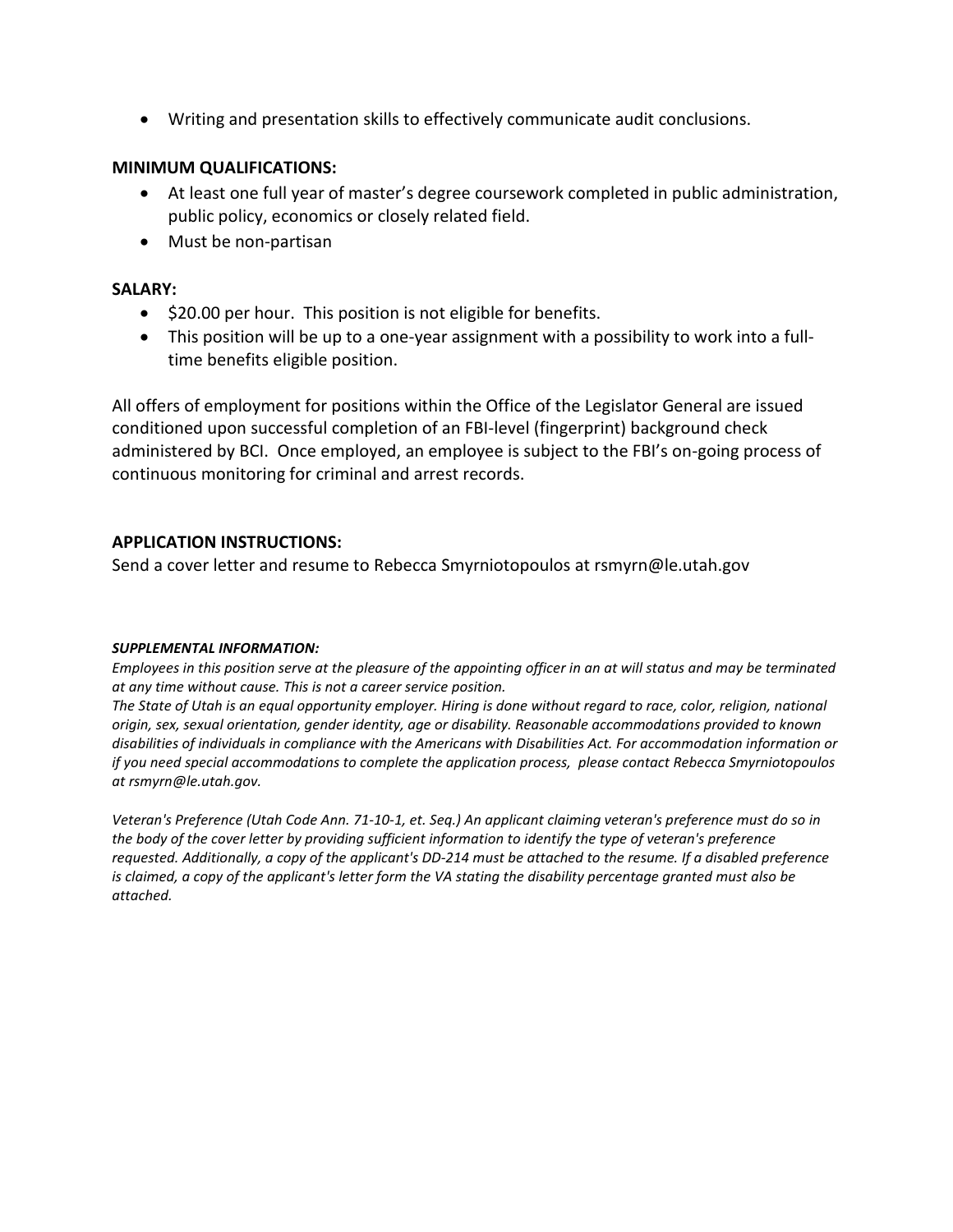- Writing and presentation skills to effectively communicate audit conclusions.

**MINIMUM QUALIFICATIONS:**

- At least one full year of master's degree coursework completed in public administration, public policy, economics or closely related field.
- Must be non-partisan

**SALARY:**

- $20.00 per hour. This position is not eligible for benefits.
- This position will be up to a one-year assignment with a possibility to work into a full-time benefits eligible position.

All offers of employment for positions within the Office of the Legislator General are issued conditioned upon successful completion of an FBI-level (fingerprint) background check administered by BCI. Once employed, an employee is subject to the FBI's on-going process of continuous monitoring for criminal and arrest records.

**APPLICATION INSTRUCTIONS:**

Send a cover letter and resume to Rebecca Smyrniotopoulos at rsmyrn@le.utah.gov

***SUPPLEMENTAL INFORMATION:***

*Employees in this position serve at the pleasure of the appointing officer in an at will status and may be terminated at any time without cause. This is not a career service position.*

*The State of Utah is an equal opportunity employer. Hiring is done without regard to race, color, religion, national origin, sex, sexual orientation, gender identity, age or disability. Reasonable accommodations provided to known disabilities of individuals in compliance with the Americans with Disabilities Act. For accommodation information or if you need special accommodations to complete the application process, please contact Rebecca Smyrniotopoulos at rsmyrn@le.utah.gov.*

*Veteran's Preference (Utah Code Ann. 71-10-1, et. Seq.) An applicant claiming veteran's preference must do so in the body of the cover letter by providing sufficient information to identify the type of veteran's preference requested. Additionally, a copy of the applicant's DD-214 must be attached to the resume. If a disabled preference is claimed, a copy of the applicant's letter form the VA stating the disability percentage granted must also be attached.*